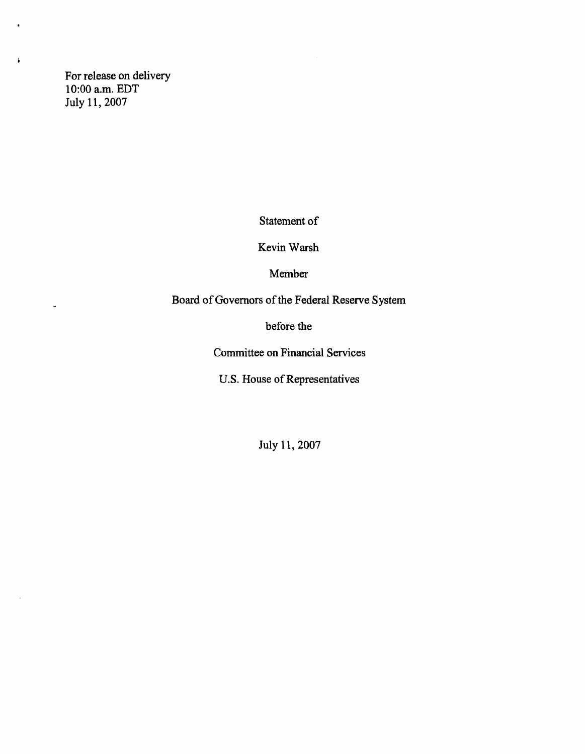For release on delivery
10:00 a.m. EDT
July 11, 2007

Statement of

Kevin Warsh

Member

Board of Governors of the Federal Reserve System

before the

Committee on Financial Services

U.S. House of Representatives

July 11, 2007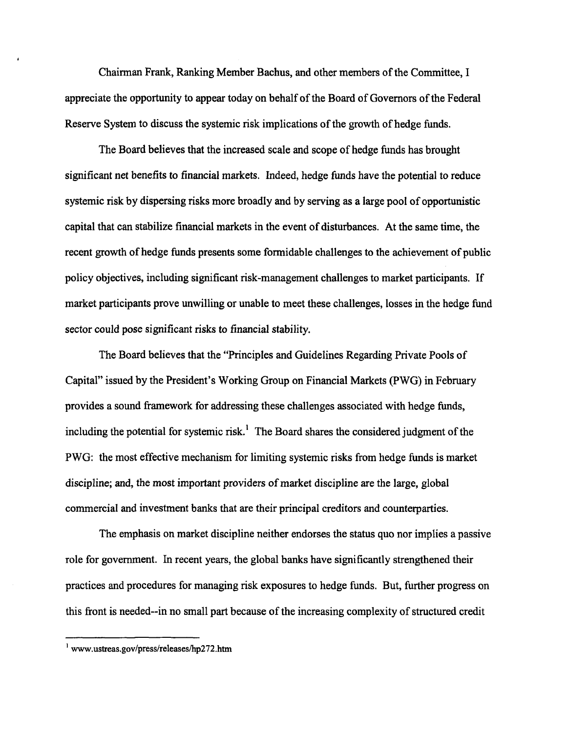Chairman Frank, Ranking Member Bachus, and other members of the Committee, I appreciate the opportunity to appear today on behalf of the Board of Governors of the Federal Reserve System to discuss the systemic risk implications of the growth of hedge funds.

The Board believes that the increased scale and scope of hedge funds has brought significant net benefits to financial markets. Indeed, hedge funds have the potential to reduce systemic risk by dispersing risks more broadly and by serving as a large pool of opportunistic capital that can stabilize financial markets in the event of disturbances. At the same time, the recent growth of hedge funds presents some formidable challenges to the achievement of public policy objectives, including significant risk-management challenges to market participants. If market participants prove unwilling or unable to meet these challenges, losses in the hedge fund sector could pose significant risks to financial stability.

The Board believes that the "Principles and Guidelines Regarding Private Pools of Capital" issued by the President's Working Group on Financial Markets (PWG) in February provides a sound framework for addressing these challenges associated with hedge funds, including the potential for systemic risk.[1] The Board shares the considered judgment of the PWG: the most effective mechanism for limiting systemic risks from hedge funds is market discipline; and, the most important providers of market discipline are the large, global commercial and investment banks that are their principal creditors and counterparties.

The emphasis on market discipline neither endorses the status quo nor implies a passive role for government. In recent years, the global banks have significantly strengthened their practices and procedures for managing risk exposures to hedge funds. But, further progress on this front is needed--in no small part because of the increasing complexity of structured credit

[1] www.ustreas.gov/press/releases/hp272.htm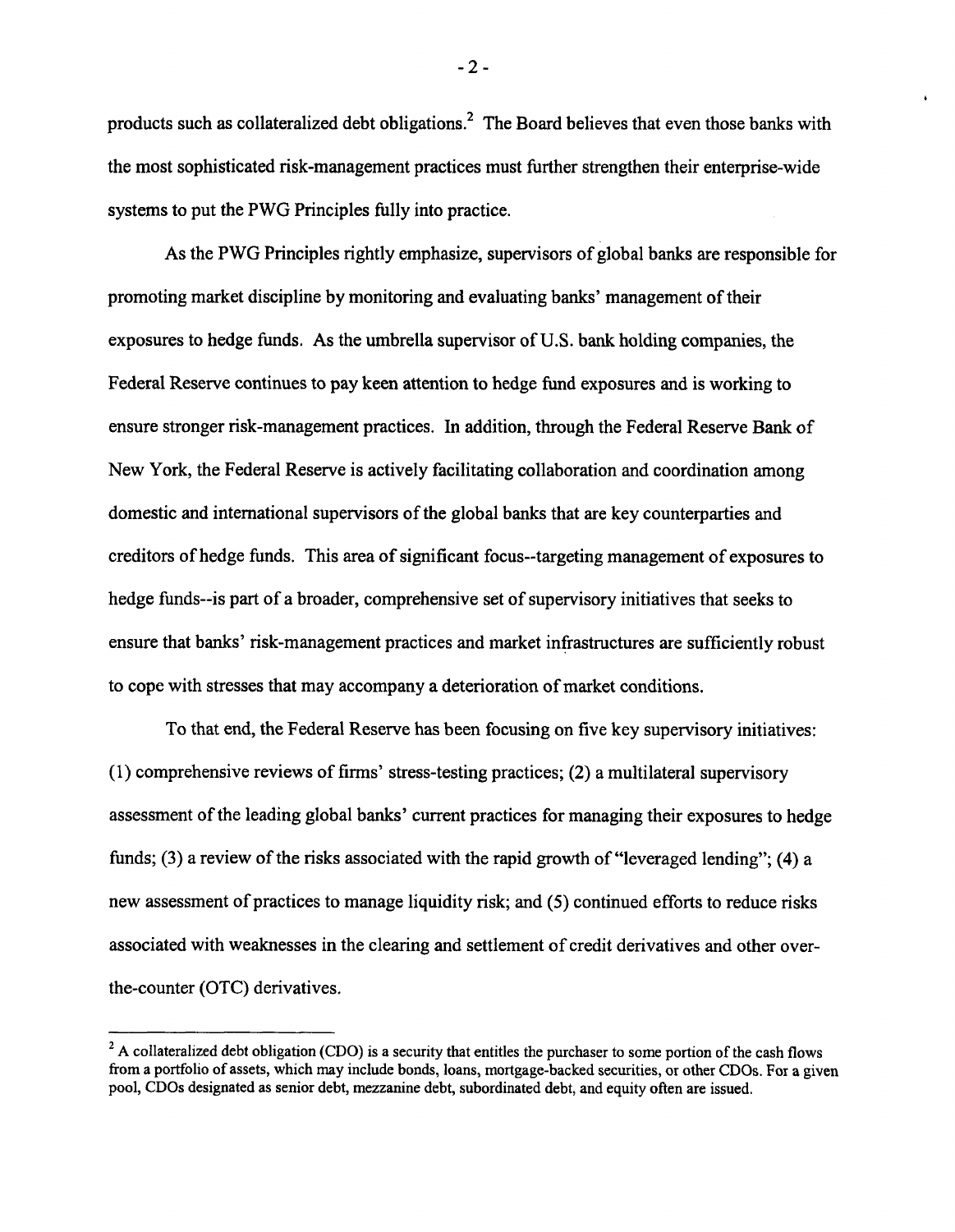products such as collateralized debt obligations.[2] The Board believes that even those banks with the most sophisticated risk-management practices must further strengthen their enterprise-wide systems to put the PWG Principles fully into practice.

As the PWG Principles rightly emphasize, supervisors of global banks are responsible for promoting market discipline by monitoring and evaluating banks' management of their exposures to hedge funds. As the umbrella supervisor of U.S. bank holding companies, the Federal Reserve continues to pay keen attention to hedge fund exposures and is working to ensure stronger risk-management practices. In addition, through the Federal Reserve Bank of New York, the Federal Reserve is actively facilitating collaboration and coordination among domestic and international supervisors of the global banks that are key counterparties and creditors of hedge funds. This area of significant focus--targeting management of exposures to hedge funds--is part of a broader, comprehensive set of supervisory initiatives that seeks to ensure that banks' risk-management practices and market infrastructures are sufficiently robust to cope with stresses that may accompany a deterioration of market conditions.

To that end, the Federal Reserve has been focusing on five key supervisory initiatives: (1) comprehensive reviews of firms' stress-testing practices; (2) a multilateral supervisory assessment of the leading global banks' current practices for managing their exposures to hedge funds; (3) a review of the risks associated with the rapid growth of "leveraged lending"; (4) a new assessment of practices to manage liquidity risk; and (5) continued efforts to reduce risks associated with weaknesses in the clearing and settlement of credit derivatives and other over-the-counter (OTC) derivatives.

---

[2] A collateralized debt obligation (CDO) is a security that entitles the purchaser to some portion of the cash flows from a portfolio of assets, which may include bonds, loans, mortgage-backed securities, or other CDOs. For a given pool, CDOs designated as senior debt, mezzanine debt, subordinated debt, and equity often are issued.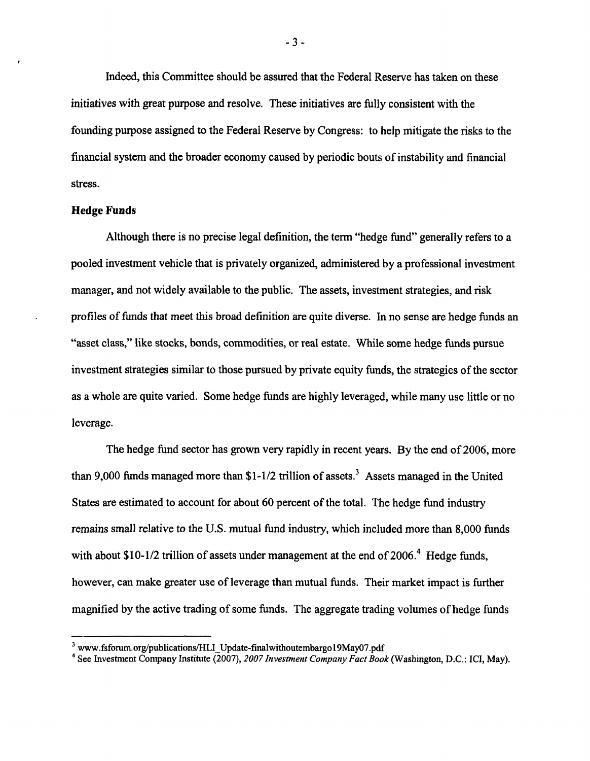Indeed, this Committee should be assured that the Federal Reserve has taken on these initiatives with great purpose and resolve. These initiatives are fully consistent with the founding purpose assigned to the Federal Reserve by Congress: to help mitigate the risks to the financial system and the broader economy caused by periodic bouts of instability and financial stress.

**Hedge Funds**

Although there is no precise legal definition, the term "hedge fund" generally refers to a pooled investment vehicle that is privately organized, administered by a professional investment manager, and not widely available to the public. The assets, investment strategies, and risk profiles of funds that meet this broad definition are quite diverse. In no sense are hedge funds an "asset class," like stocks, bonds, commodities, or real estate. While some hedge funds pursue investment strategies similar to those pursued by private equity funds, the strategies of the sector as a whole are quite varied. Some hedge funds are highly leveraged, while many use little or no leverage.

The hedge fund sector has grown very rapidly in recent years. By the end of 2006, more than 9,000 funds managed more than $1-1/2 trillion of assets.[3] Assets managed in the United States are estimated to account for about 60 percent of the total. The hedge fund industry remains small relative to the U.S. mutual fund industry, which included more than 8,000 funds with about $10-1/2 trillion of assets under management at the end of 2006.[4] Hedge funds, however, can make greater use of leverage than mutual funds. Their market impact is further magnified by the active trading of some funds. The aggregate trading volumes of hedge funds

---

[3] www.fsforum.org/publications/HLI_Update-finalwithoutembargo19May07.pdf

[4] See Investment Company Institute (2007), *2007 Investment Company Fact Book* (Washington, D.C.: ICI, May).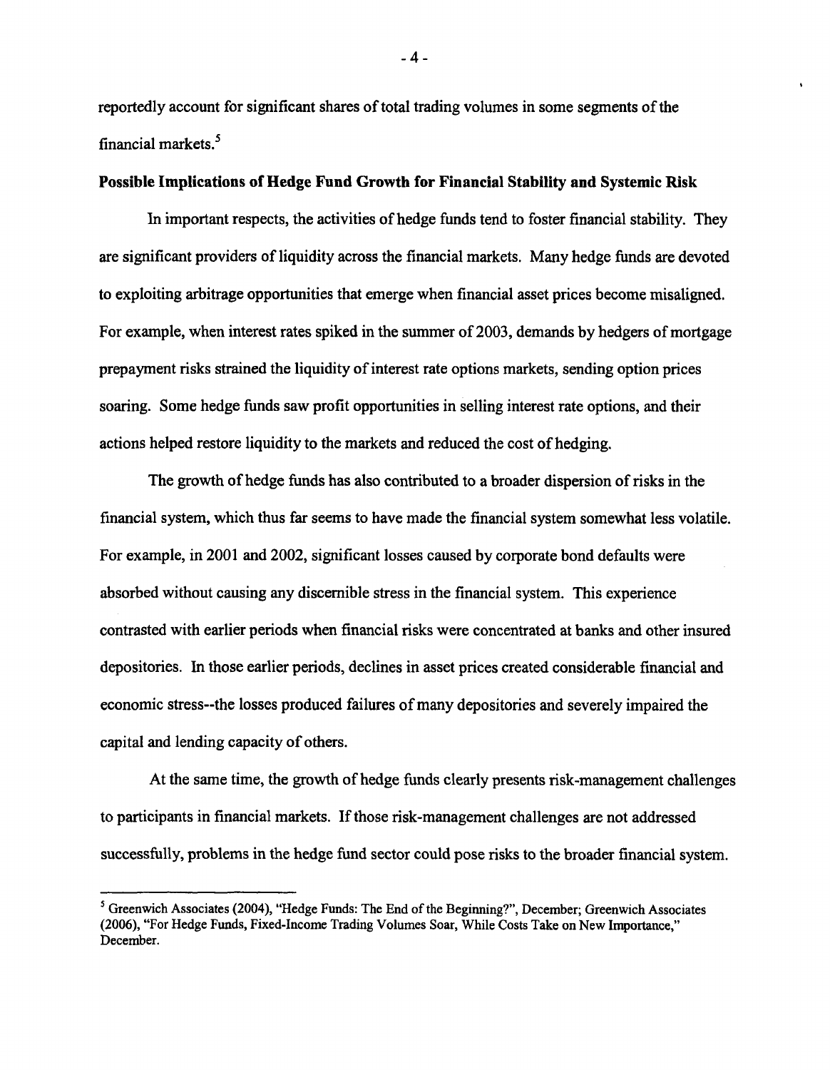reportedly account for significant shares of total trading volumes in some segments of the financial markets.[5]

**Possible Implications of Hedge Fund Growth for Financial Stability and Systemic Risk**

In important respects, the activities of hedge funds tend to foster financial stability. They are significant providers of liquidity across the financial markets. Many hedge funds are devoted to exploiting arbitrage opportunities that emerge when financial asset prices become misaligned. For example, when interest rates spiked in the summer of 2003, demands by hedgers of mortgage prepayment risks strained the liquidity of interest rate options markets, sending option prices soaring. Some hedge funds saw profit opportunities in selling interest rate options, and their actions helped restore liquidity to the markets and reduced the cost of hedging.

The growth of hedge funds has also contributed to a broader dispersion of risks in the financial system, which thus far seems to have made the financial system somewhat less volatile. For example, in 2001 and 2002, significant losses caused by corporate bond defaults were absorbed without causing any discernible stress in the financial system. This experience contrasted with earlier periods when financial risks were concentrated at banks and other insured depositories. In those earlier periods, declines in asset prices created considerable financial and economic stress--the losses produced failures of many depositories and severely impaired the capital and lending capacity of others.

At the same time, the growth of hedge funds clearly presents risk-management challenges to participants in financial markets. If those risk-management challenges are not addressed successfully, problems in the hedge fund sector could pose risks to the broader financial system.

---

[5] Greenwich Associates (2004), "Hedge Funds: The End of the Beginning?", December; Greenwich Associates (2006), "For Hedge Funds, Fixed-Income Trading Volumes Soar, While Costs Take on New Importance," December.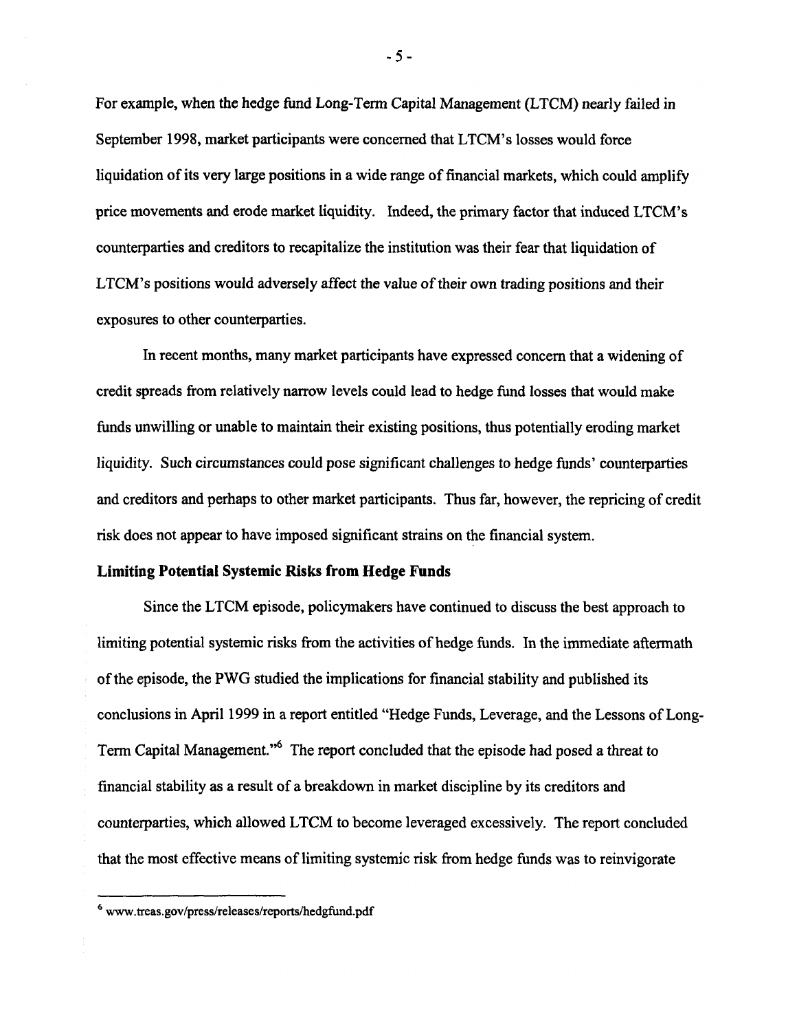For example, when the hedge fund Long-Term Capital Management (LTCM) nearly failed in September 1998, market participants were concerned that LTCM's losses would force liquidation of its very large positions in a wide range of financial markets, which could amplify price movements and erode market liquidity. Indeed, the primary factor that induced LTCM's counterparties and creditors to recapitalize the institution was their fear that liquidation of LTCM's positions would adversely affect the value of their own trading positions and their exposures to other counterparties.

In recent months, many market participants have expressed concern that a widening of credit spreads from relatively narrow levels could lead to hedge fund losses that would make funds unwilling or unable to maintain their existing positions, thus potentially eroding market liquidity. Such circumstances could pose significant challenges to hedge funds' counterparties and creditors and perhaps to other market participants. Thus far, however, the repricing of credit risk does not appear to have imposed significant strains on the financial system.

**Limiting Potential Systemic Risks from Hedge Funds**

Since the LTCM episode, policymakers have continued to discuss the best approach to limiting potential systemic risks from the activities of hedge funds. In the immediate aftermath of the episode, the PWG studied the implications for financial stability and published its conclusions in April 1999 in a report entitled "Hedge Funds, Leverage, and the Lessons of Long-Term Capital Management."[6] The report concluded that the episode had posed a threat to financial stability as a result of a breakdown in market discipline by its creditors and counterparties, which allowed LTCM to become leveraged excessively. The report concluded that the most effective means of limiting systemic risk from hedge funds was to reinvigorate

---

[6] www.treas.gov/press/releases/reports/hedgfund.pdf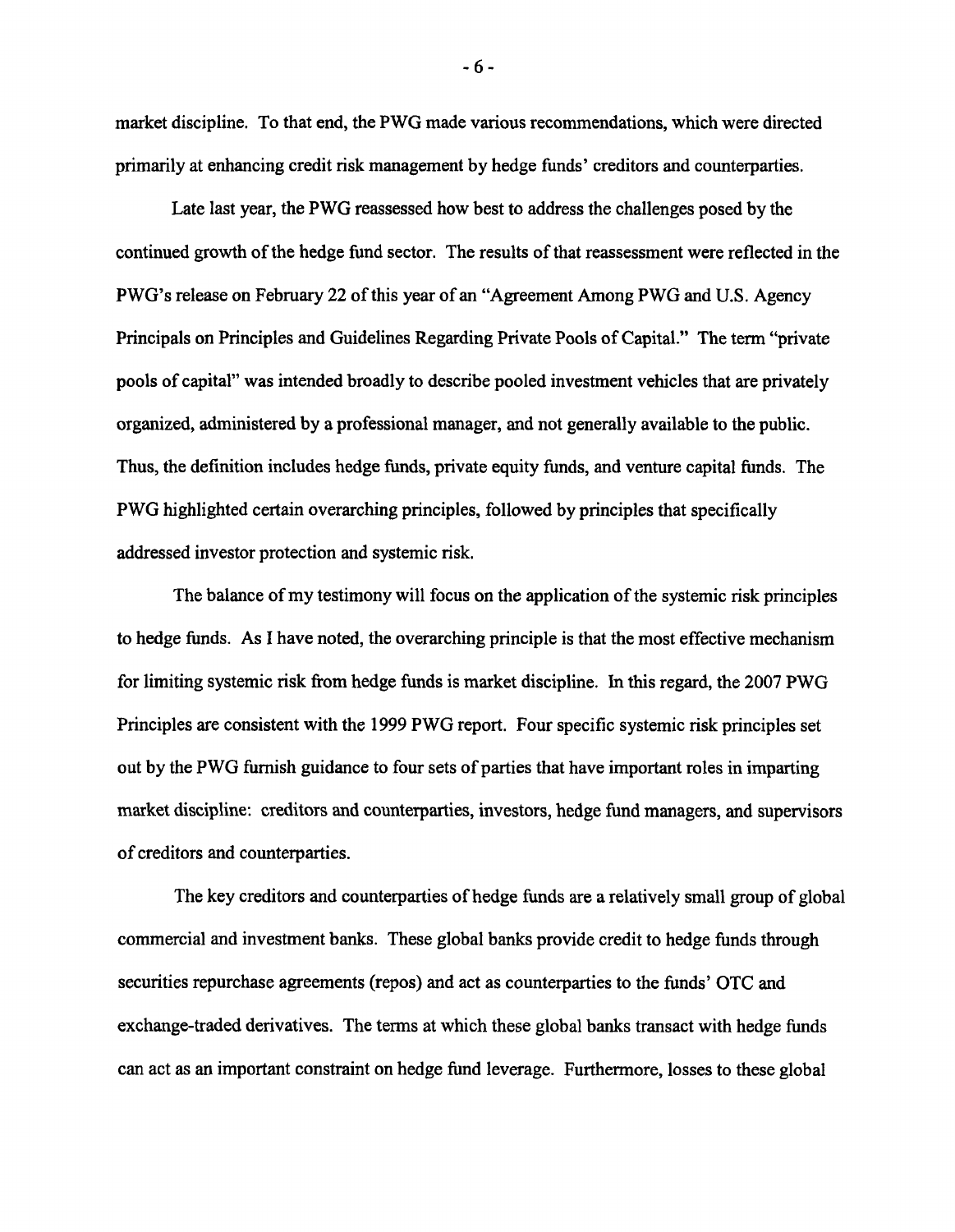market discipline. To that end, the PWG made various recommendations, which were directed primarily at enhancing credit risk management by hedge funds' creditors and counterparties.

Late last year, the PWG reassessed how best to address the challenges posed by the continued growth of the hedge fund sector. The results of that reassessment were reflected in the PWG's release on February 22 of this year of an "Agreement Among PWG and U.S. Agency Principals on Principles and Guidelines Regarding Private Pools of Capital." The term "private pools of capital" was intended broadly to describe pooled investment vehicles that are privately organized, administered by a professional manager, and not generally available to the public. Thus, the definition includes hedge funds, private equity funds, and venture capital funds. The PWG highlighted certain overarching principles, followed by principles that specifically addressed investor protection and systemic risk.

The balance of my testimony will focus on the application of the systemic risk principles to hedge funds. As I have noted, the overarching principle is that the most effective mechanism for limiting systemic risk from hedge funds is market discipline. In this regard, the 2007 PWG Principles are consistent with the 1999 PWG report. Four specific systemic risk principles set out by the PWG furnish guidance to four sets of parties that have important roles in imparting market discipline: creditors and counterparties, investors, hedge fund managers, and supervisors of creditors and counterparties.

The key creditors and counterparties of hedge funds are a relatively small group of global commercial and investment banks. These global banks provide credit to hedge funds through securities repurchase agreements (repos) and act as counterparties to the funds' OTC and exchange-traded derivatives. The terms at which these global banks transact with hedge funds can act as an important constraint on hedge fund leverage. Furthermore, losses to these global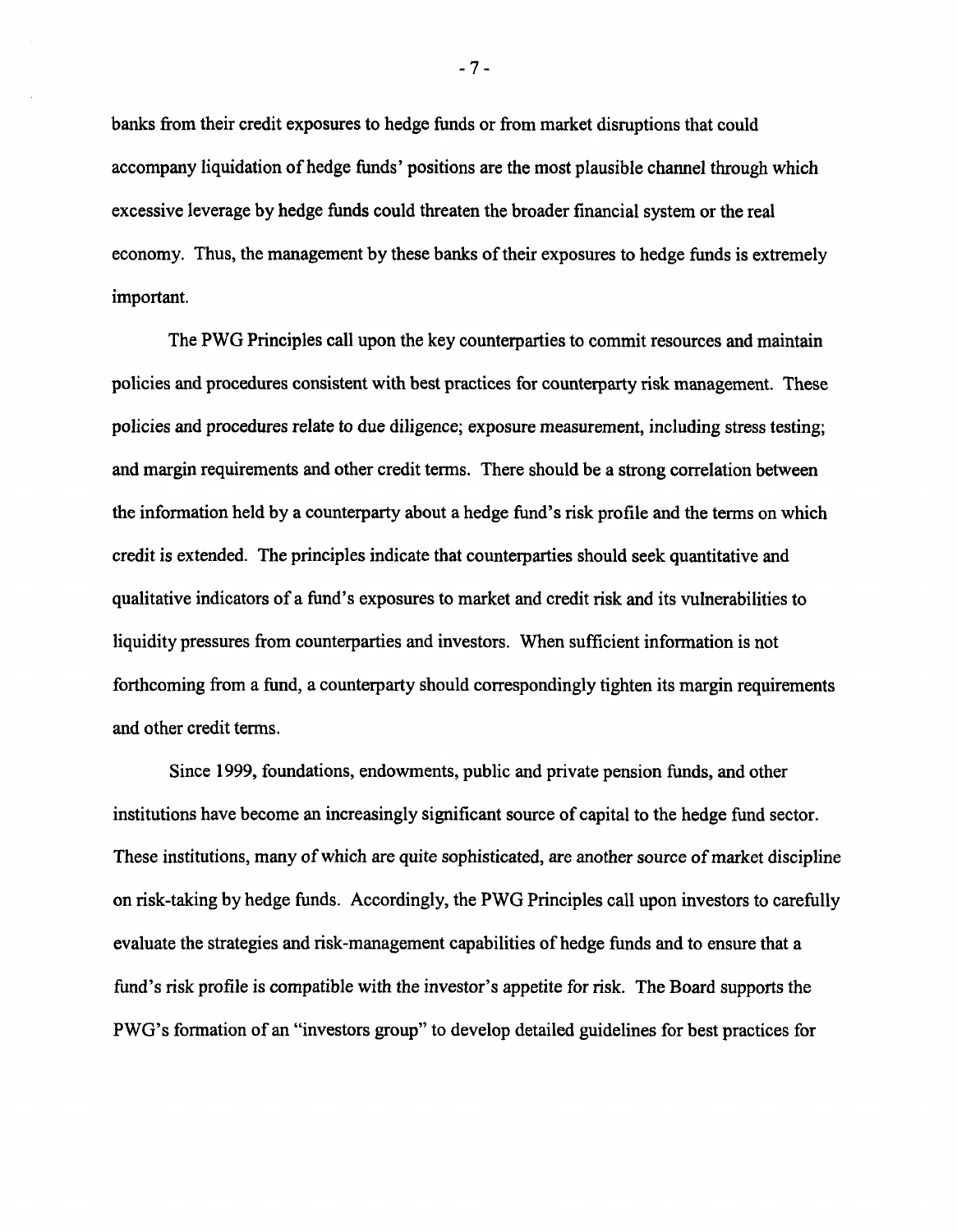banks from their credit exposures to hedge funds or from market disruptions that could accompany liquidation of hedge funds' positions are the most plausible channel through which excessive leverage by hedge funds could threaten the broader financial system or the real economy. Thus, the management by these banks of their exposures to hedge funds is extremely important.

The PWG Principles call upon the key counterparties to commit resources and maintain policies and procedures consistent with best practices for counterparty risk management. These policies and procedures relate to due diligence; exposure measurement, including stress testing; and margin requirements and other credit terms. There should be a strong correlation between the information held by a counterparty about a hedge fund's risk profile and the terms on which credit is extended. The principles indicate that counterparties should seek quantitative and qualitative indicators of a fund's exposures to market and credit risk and its vulnerabilities to liquidity pressures from counterparties and investors. When sufficient information is not forthcoming from a fund, a counterparty should correspondingly tighten its margin requirements and other credit terms.

Since 1999, foundations, endowments, public and private pension funds, and other institutions have become an increasingly significant source of capital to the hedge fund sector. These institutions, many of which are quite sophisticated, are another source of market discipline on risk-taking by hedge funds. Accordingly, the PWG Principles call upon investors to carefully evaluate the strategies and risk-management capabilities of hedge funds and to ensure that a fund's risk profile is compatible with the investor's appetite for risk. The Board supports the PWG's formation of an "investors group" to develop detailed guidelines for best practices for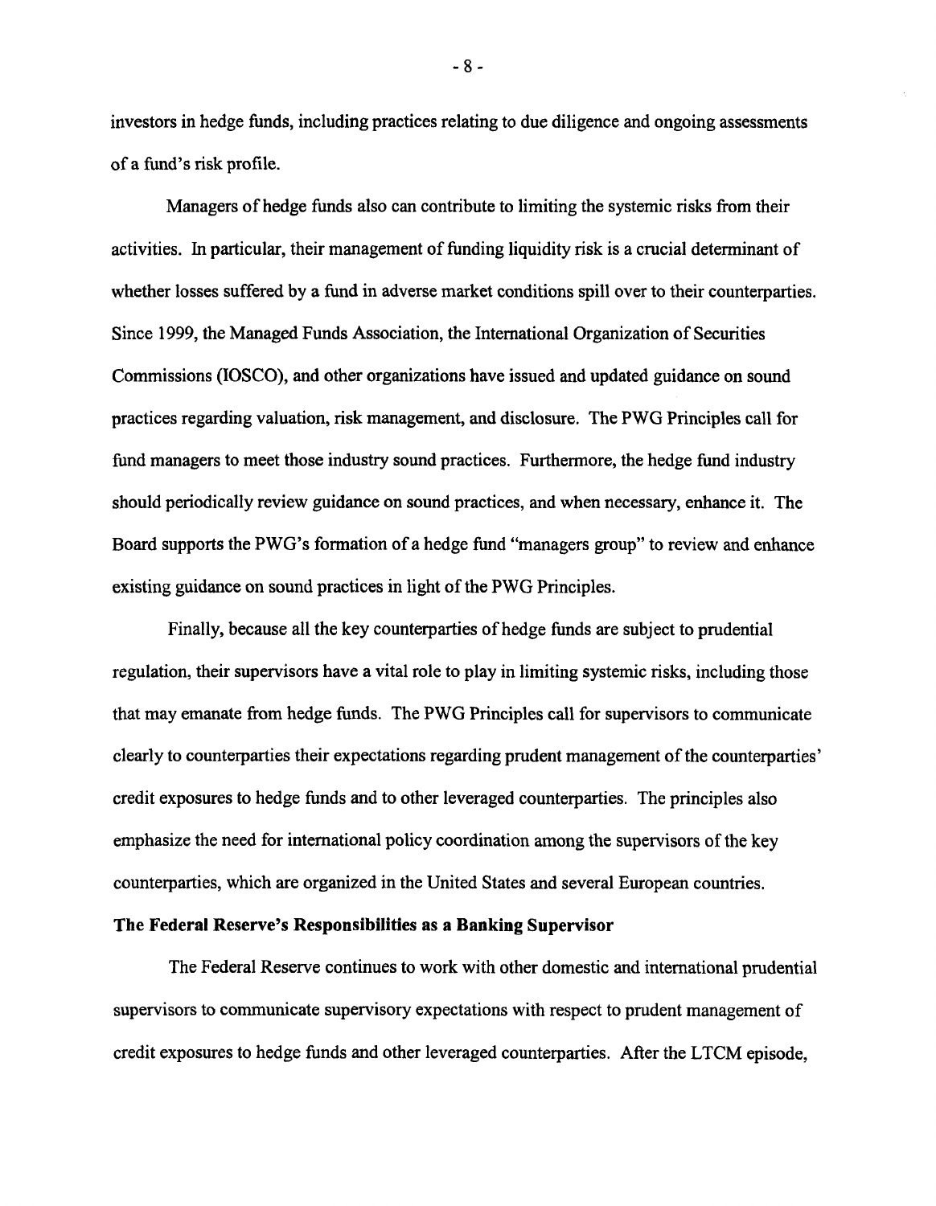investors in hedge funds, including practices relating to due diligence and ongoing assessments of a fund's risk profile.

Managers of hedge funds also can contribute to limiting the systemic risks from their activities. In particular, their management of funding liquidity risk is a crucial determinant of whether losses suffered by a fund in adverse market conditions spill over to their counterparties. Since 1999, the Managed Funds Association, the International Organization of Securities Commissions (IOSCO), and other organizations have issued and updated guidance on sound practices regarding valuation, risk management, and disclosure. The PWG Principles call for fund managers to meet those industry sound practices. Furthermore, the hedge fund industry should periodically review guidance on sound practices, and when necessary, enhance it. The Board supports the PWG's formation of a hedge fund "managers group" to review and enhance existing guidance on sound practices in light of the PWG Principles.

Finally, because all the key counterparties of hedge funds are subject to prudential regulation, their supervisors have a vital role to play in limiting systemic risks, including those that may emanate from hedge funds. The PWG Principles call for supervisors to communicate clearly to counterparties their expectations regarding prudent management of the counterparties' credit exposures to hedge funds and to other leveraged counterparties. The principles also emphasize the need for international policy coordination among the supervisors of the key counterparties, which are organized in the United States and several European countries.

**The Federal Reserve's Responsibilities as a Banking Supervisor**

The Federal Reserve continues to work with other domestic and international prudential supervisors to communicate supervisory expectations with respect to prudent management of credit exposures to hedge funds and other leveraged counterparties. After the LTCM episode,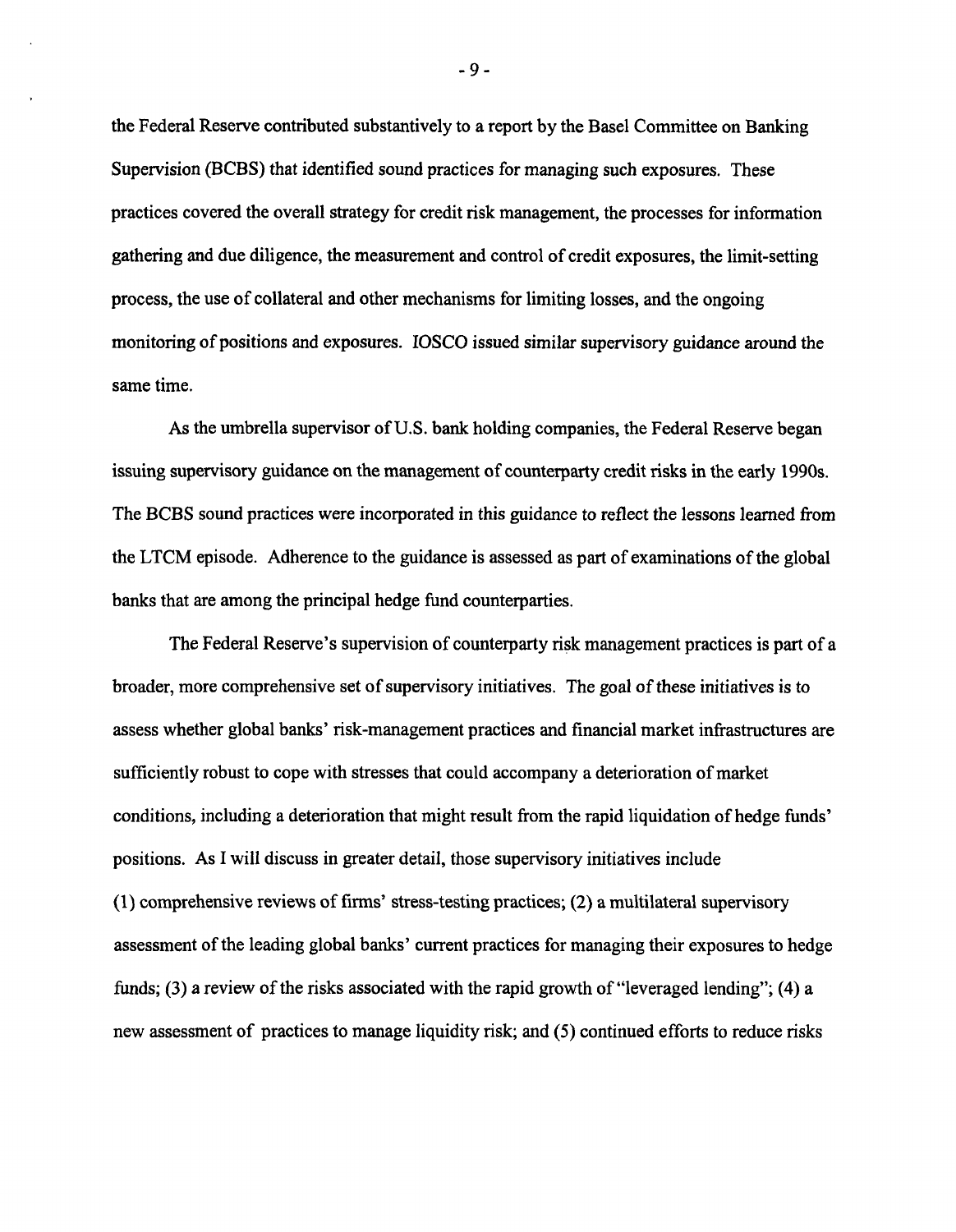the Federal Reserve contributed substantively to a report by the Basel Committee on Banking Supervision (BCBS) that identified sound practices for managing such exposures. These practices covered the overall strategy for credit risk management, the processes for information gathering and due diligence, the measurement and control of credit exposures, the limit-setting process, the use of collateral and other mechanisms for limiting losses, and the ongoing monitoring of positions and exposures. IOSCO issued similar supervisory guidance around the same time.

As the umbrella supervisor of U.S. bank holding companies, the Federal Reserve began issuing supervisory guidance on the management of counterparty credit risks in the early 1990s. The BCBS sound practices were incorporated in this guidance to reflect the lessons learned from the LTCM episode. Adherence to the guidance is assessed as part of examinations of the global banks that are among the principal hedge fund counterparties.

The Federal Reserve's supervision of counterparty risk management practices is part of a broader, more comprehensive set of supervisory initiatives. The goal of these initiatives is to assess whether global banks' risk-management practices and financial market infrastructures are sufficiently robust to cope with stresses that could accompany a deterioration of market conditions, including a deterioration that might result from the rapid liquidation of hedge funds' positions. As I will discuss in greater detail, those supervisory initiatives include (1) comprehensive reviews of firms' stress-testing practices; (2) a multilateral supervisory assessment of the leading global banks' current practices for managing their exposures to hedge funds; (3) a review of the risks associated with the rapid growth of "leveraged lending"; (4) a new assessment of practices to manage liquidity risk; and (5) continued efforts to reduce risks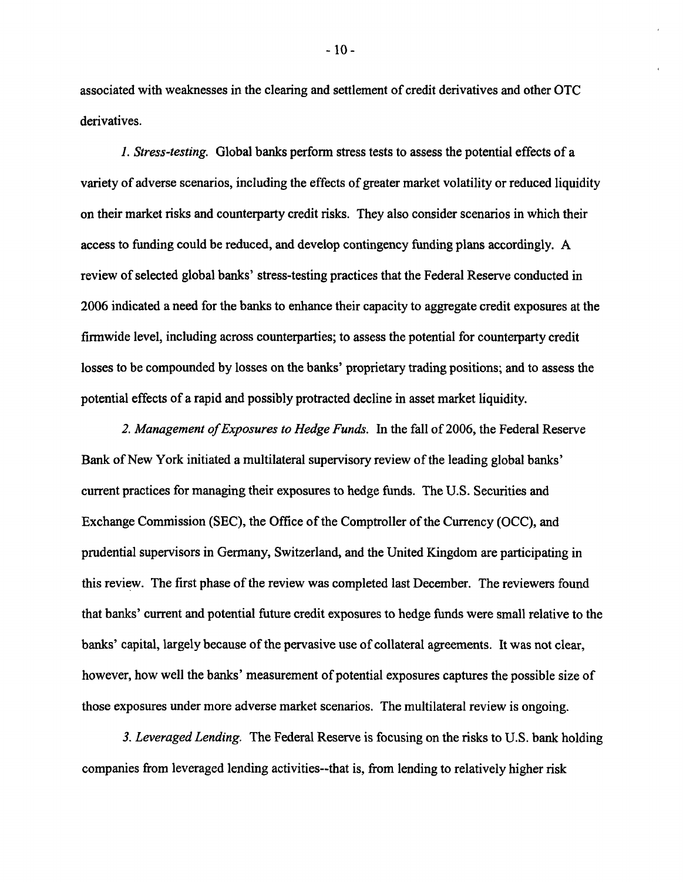associated with weaknesses in the clearing and settlement of credit derivatives and other OTC derivatives.

*1. Stress-testing.* Global banks perform stress tests to assess the potential effects of a variety of adverse scenarios, including the effects of greater market volatility or reduced liquidity on their market risks and counterparty credit risks. They also consider scenarios in which their access to funding could be reduced, and develop contingency funding plans accordingly. A review of selected global banks' stress-testing practices that the Federal Reserve conducted in 2006 indicated a need for the banks to enhance their capacity to aggregate credit exposures at the firmwide level, including across counterparties; to assess the potential for counterparty credit losses to be compounded by losses on the banks' proprietary trading positions; and to assess the potential effects of a rapid and possibly protracted decline in asset market liquidity.

*2. Management of Exposures to Hedge Funds.* In the fall of 2006, the Federal Reserve Bank of New York initiated a multilateral supervisory review of the leading global banks' current practices for managing their exposures to hedge funds. The U.S. Securities and Exchange Commission (SEC), the Office of the Comptroller of the Currency (OCC), and prudential supervisors in Germany, Switzerland, and the United Kingdom are participating in this review. The first phase of the review was completed last December. The reviewers found that banks' current and potential future credit exposures to hedge funds were small relative to the banks' capital, largely because of the pervasive use of collateral agreements. It was not clear, however, how well the banks' measurement of potential exposures captures the possible size of those exposures under more adverse market scenarios. The multilateral review is ongoing.

*3. Leveraged Lending.* The Federal Reserve is focusing on the risks to U.S. bank holding companies from leveraged lending activities--that is, from lending to relatively higher risk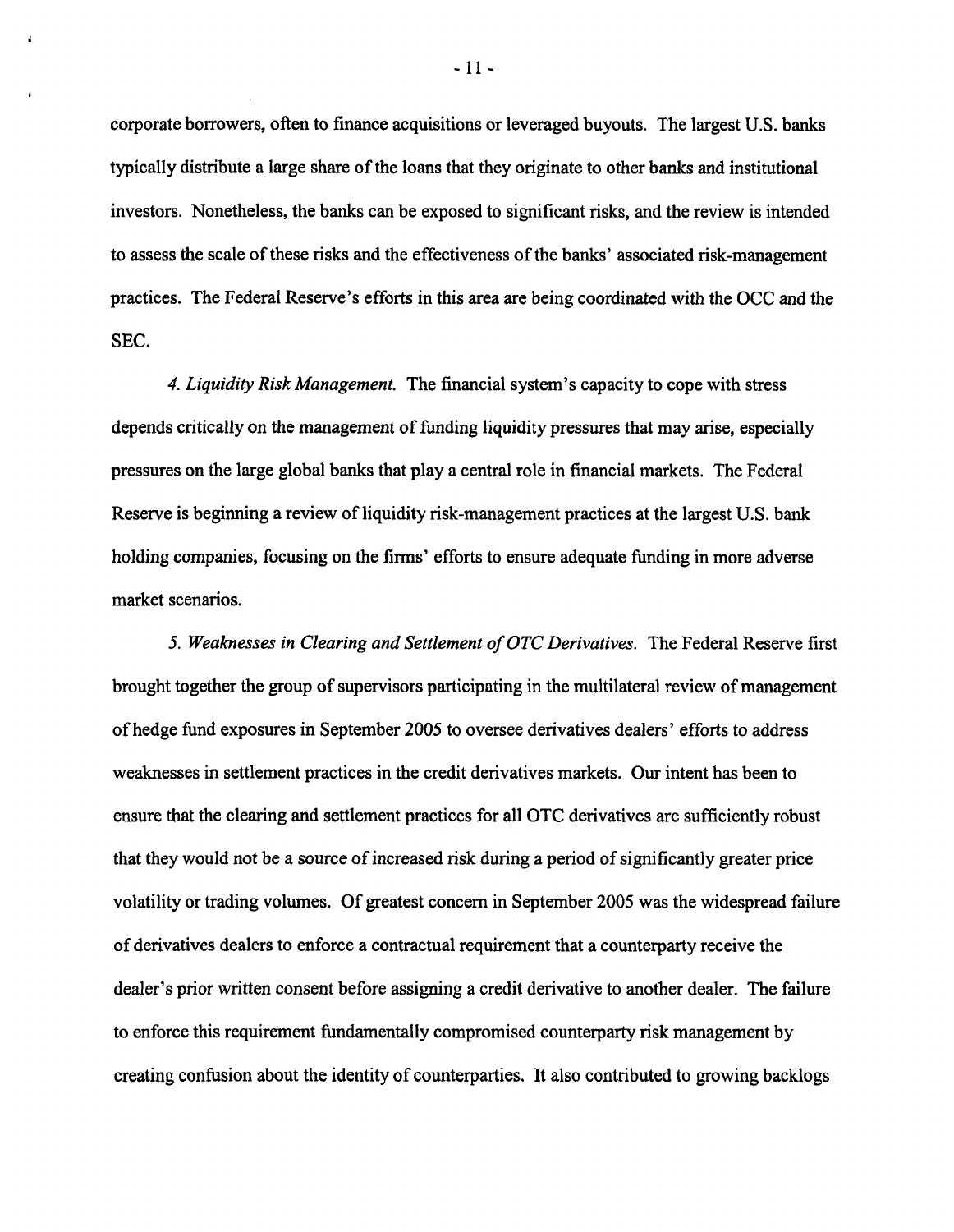corporate borrowers, often to finance acquisitions or leveraged buyouts. The largest U.S. banks typically distribute a large share of the loans that they originate to other banks and institutional investors. Nonetheless, the banks can be exposed to significant risks, and the review is intended to assess the scale of these risks and the effectiveness of the banks' associated risk-management practices. The Federal Reserve's efforts in this area are being coordinated with the OCC and the SEC.

*4. Liquidity Risk Management.* The financial system's capacity to cope with stress depends critically on the management of funding liquidity pressures that may arise, especially pressures on the large global banks that play a central role in financial markets. The Federal Reserve is beginning a review of liquidity risk-management practices at the largest U.S. bank holding companies, focusing on the firms' efforts to ensure adequate funding in more adverse market scenarios.

*5. Weaknesses in Clearing and Settlement of OTC Derivatives.* The Federal Reserve first brought together the group of supervisors participating in the multilateral review of management of hedge fund exposures in September 2005 to oversee derivatives dealers' efforts to address weaknesses in settlement practices in the credit derivatives markets. Our intent has been to ensure that the clearing and settlement practices for all OTC derivatives are sufficiently robust that they would not be a source of increased risk during a period of significantly greater price volatility or trading volumes. Of greatest concern in September 2005 was the widespread failure of derivatives dealers to enforce a contractual requirement that a counterparty receive the dealer's prior written consent before assigning a credit derivative to another dealer. The failure to enforce this requirement fundamentally compromised counterparty risk management by creating confusion about the identity of counterparties. It also contributed to growing backlogs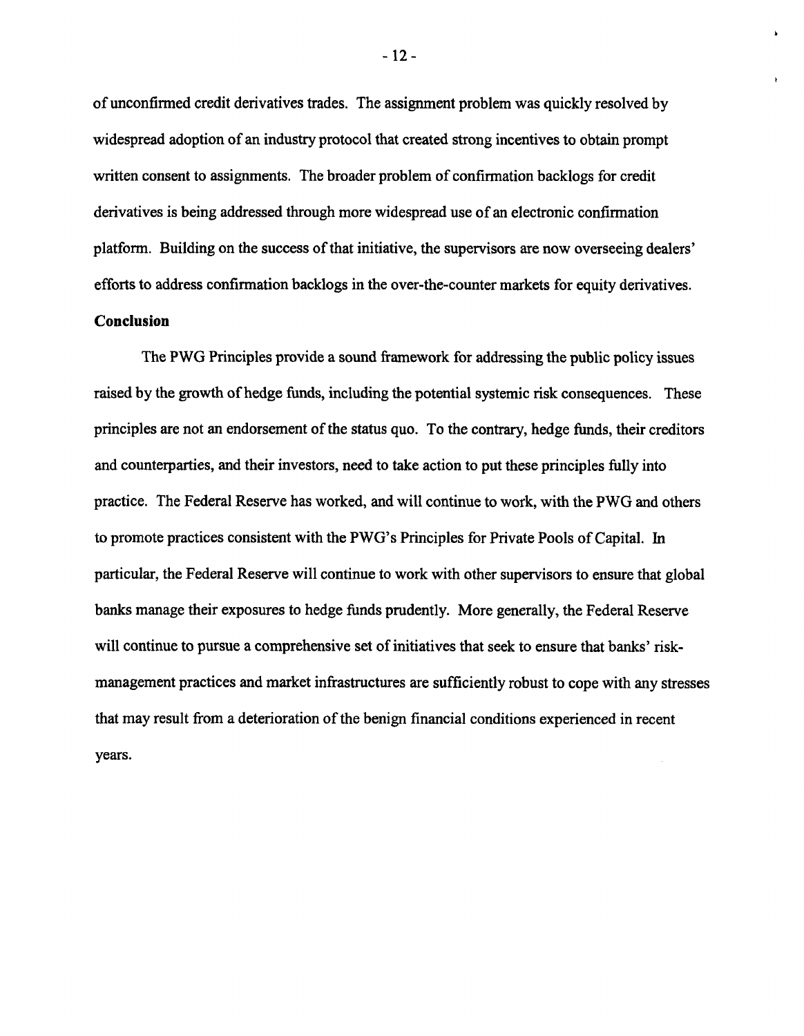of unconfirmed credit derivatives trades. The assignment problem was quickly resolved by widespread adoption of an industry protocol that created strong incentives to obtain prompt written consent to assignments. The broader problem of confirmation backlogs for credit derivatives is being addressed through more widespread use of an electronic confirmation platform. Building on the success of that initiative, the supervisors are now overseeing dealers' efforts to address confirmation backlogs in the over-the-counter markets for equity derivatives.

**Conclusion**

The PWG Principles provide a sound framework for addressing the public policy issues raised by the growth of hedge funds, including the potential systemic risk consequences. These principles are not an endorsement of the status quo. To the contrary, hedge funds, their creditors and counterparties, and their investors, need to take action to put these principles fully into practice. The Federal Reserve has worked, and will continue to work, with the PWG and others to promote practices consistent with the PWG's Principles for Private Pools of Capital. In particular, the Federal Reserve will continue to work with other supervisors to ensure that global banks manage their exposures to hedge funds prudently. More generally, the Federal Reserve will continue to pursue a comprehensive set of initiatives that seek to ensure that banks' risk-management practices and market infrastructures are sufficiently robust to cope with any stresses that may result from a deterioration of the benign financial conditions experienced in recent years.